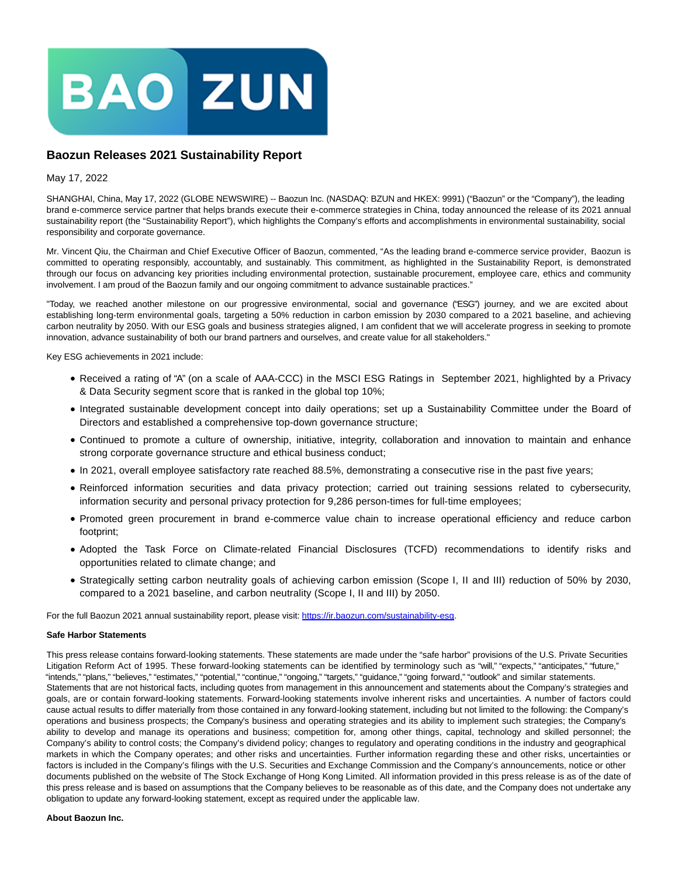# Baozun Releases 2021 Sustainability Report

May 17, 2022

SHANGHAI, China, May 17, 2022 (GLOBE NEWSWIRE) -- Baozun Inc. (NASDAQ: BZUN and HKEX: 9991) ("Baozun" or the "Company"), the leading brand e-commerce service partner that helps brands execute their e-commerce strategies in China, today announced the release of its 2021 annual sustainability report (the "Sustainability Report"), which highlights the Company's efforts and accomplishments in environmental sustainability, social responsibility and corporate governance.

Mr. Vincent Qiu, the Chairman and Chief Executive Officer of Baozun, commented, "As the leading brand e-commerce service provider, Baozun is committed to operating responsibly, accountably, and sustainably. This commitment, as highlighted in the Sustainability Report, is demonstrated through our focus on advancing key priorities including environmental protection, sustainable procurement, employee care, ethics and community involvement. I am proud of the Baozun family and our ongoing commitment to advance sustainable practices."

"Today, we reached another milestone on our progressive environmental, social and governance ("ESG") journey, and we are excited about establishing long-term environmental goals, targeting a 50% reduction in carbon emission by 2030 compared to a 2021 baseline, and achieving carbon neutrality by 2050. With our ESG goals and business strategies aligned, I am confident that we will accelerate progress in seeking to promote innovation, advance sustainability of both our brand partners and ourselves, and create value for all stakeholders."

Key ESG achievements in 2021 include:

- Received a rating of "A" (on a scale of AAA-CCC) in the MSCI ESG Ratings in September 2021, highlighted by a Privacy & Data Security segment score that is ranked in the global top 10%;
- Integrated sustainable development concept into daily operations; set up a Sustainability Committee under the Board of Directors and established a comprehensive top-down governance structure;
- Continued to promote a culture of ownership, initiative, integrity, collaboration and innovation to maintain and enhance strong corporate governance structure and ethical business conduct;
- In 2021, overall employee satisfactory rate reached 88.5%, demonstrating a consecutive rise in the past five years;
- Reinforced information securities and data privacy protection; carried out training sessions related to cybersecurity, information security and personal privacy protection for 9,286 person-times for full-time employees;
- Promoted green procurement in brand e-commerce value chain to increase operational efficiency and reduce carbon footprint;
- Adopted the Task Force on Climate-related Financial Disclosures (TCFD) recommendations to identify risks and opportunities related to climate change; and
- Strategically setting carbon neutrality goals of achieving carbon emission (Scope I, II and III) reduction of 50% by 2030, compared to a 2021 baseline, and carbon neutrality (Scope I, II and III) by 2050.

For the full Baozun 2021 annual sustainability report, please visit: https://ir.baozun.com/sustainability-esg.

**Safe Harbor Statements**

This press release contains forward-looking statements. These statements are made under the "safe harbor" provisions of the U.S. Private Securities Litigation Reform Act of 1995. These forward-looking statements can be identified by terminology such as "will," "expects," "anticipates," "future," "intends," "plans," "believes," "estimates," "potential," "continue," "ongoing," "targets," "guidance," "going forward," "outlook" and similar statements. Statements that are not historical facts, including quotes from management in this announcement and statements about the Company's strategies and goals, are or contain forward-looking statements. Forward-looking statements involve inherent risks and uncertainties. A number of factors could cause actual results to differ materially from those contained in any forward-looking statement, including but not limited to the following: the Company's operations and business prospects; the Company's business and operating strategies and its ability to implement such strategies; the Company's ability to develop and manage its operations and business; competition for, among other things, capital, technology and skilled personnel; the Company's ability to control costs; the Company's dividend policy; changes to regulatory and operating conditions in the industry and geographical markets in which the Company operates; and other risks and uncertainties. Further information regarding these and other risks, uncertainties or factors is included in the Company's filings with the U.S. Securities and Exchange Commission and the Company's announcements, notice or other documents published on the website of The Stock Exchange of Hong Kong Limited. All information provided in this press release is as of the date of this press release and is based on assumptions that the Company believes to be reasonable as of this date, and the Company does not undertake any obligation to update any forward-looking statement, except as required under the applicable law.

**About Baozun Inc.**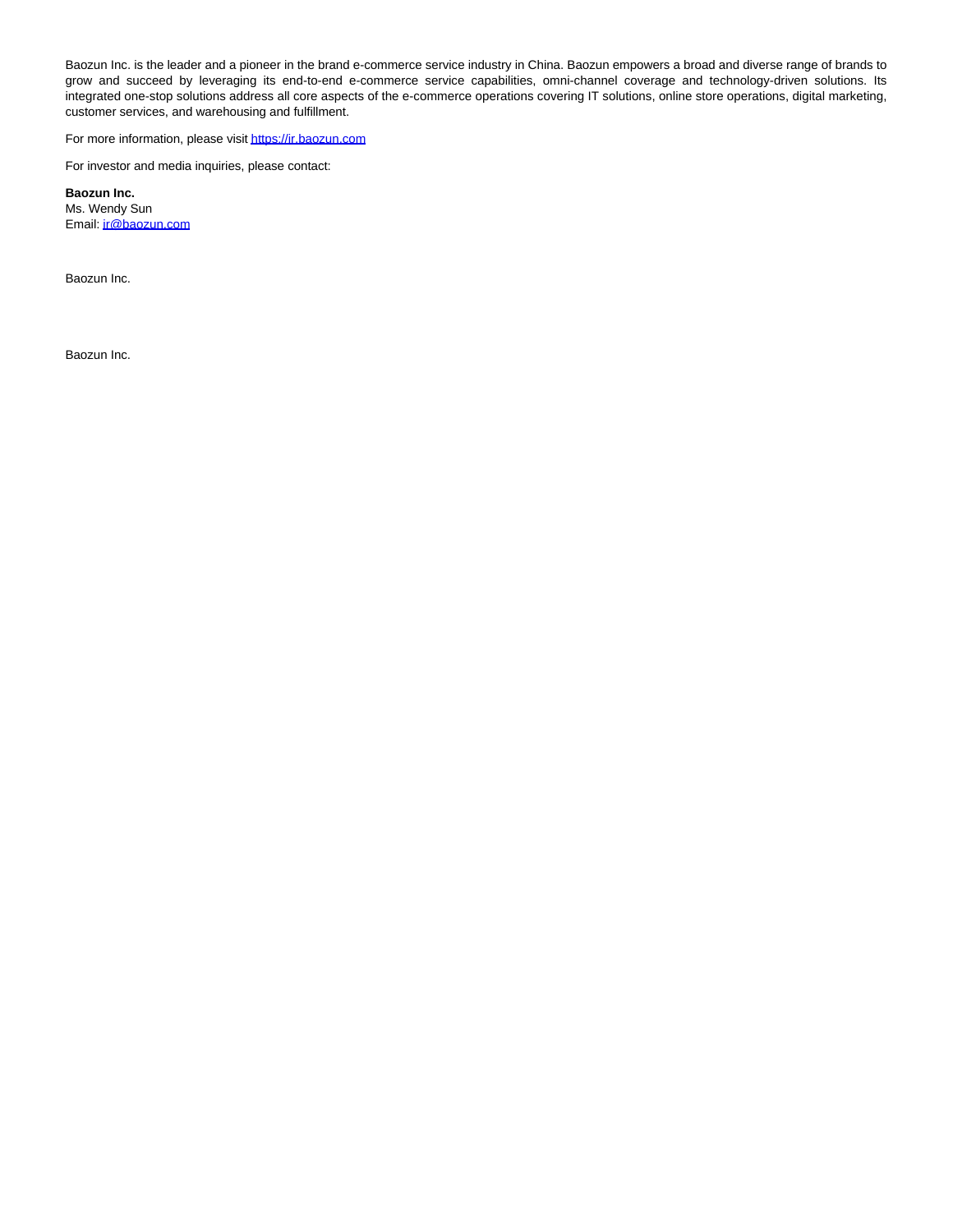Baozun Inc. is the leader and a pioneer in the brand e-commerce service industry in China. Baozun empowers a broad and diverse range of brands to grow and succeed by leveraging its end-to-end e-commerce service capabilities, omni-channel coverage and technology-driven solutions. Its integrated one-stop solutions address all core aspects of the e-commerce operations covering IT solutions, online store operations, digital marketing, customer services, and warehousing and fulfillment.

For more information, please visit https://ir.baozun.com

For investor and media inquiries, please contact:

**Baozun Inc.**
Ms. Wendy Sun
Email: ir@baozun.com

Baozun Inc.

Baozun Inc.